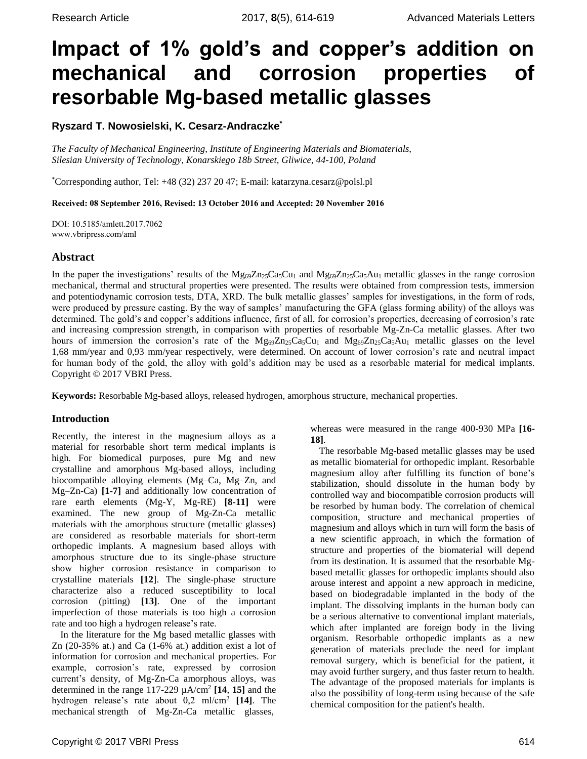# Impact of 1% gold's and copper's addition on mechanical and corrosion properties of resorbable Mg-based metallic glasses

**Ryszard T. Nowosielski, K. Cesarz-Andraczke***

*The Faculty of Mechanical Engineering, Institute of Engineering Materials and Biomaterials, Silesian University of Technology, Konarskiego 18b Street, Gliwice, 44-100, Poland*

*Corresponding author, Tel: +48 (32) 237 20 47; E-mail: katarzyna.cesarz@polsl.pl

**Received: 08 September 2016, Revised: 13 October 2016 and Accepted: 20 November 2016**

DOI: 10.5185/amlett.2017.7062
www.vbripress.com/aml

## Abstract

In the paper the investigations' results of the $Mg_{69}Zn_{25}Ca_5Cu_1$ and $Mg_{69}Zn_{25}Ca_5Au_1$ metallic glasses in the range corrosion mechanical, thermal and structural properties were presented. The results were obtained from compression tests, immersion and potentiodynamic corrosion tests, DTA, XRD. The bulk metallic glasses' samples for investigations, in the form of rods, were produced by pressure casting. By the way of samples' manufacturing the GFA (glass forming ability) of the alloys was determined. The gold's and copper's additions influence, first of all, for corrosion's properties, decreasing of corrosion's rate and increasing compression strength, in comparison with properties of resorbable Mg-Zn-Ca metallic glasses. After two hours of immersion the corrosion's rate of the $Mg_{69}Zn_{25}Ca_5Cu_1$ and $Mg_{69}Zn_{25}Ca_5Au_1$ metallic glasses on the level 1,68 mm/year and 0,93 mm/year respectively, were determined. On account of lower corrosion's rate and neutral impact for human body of the gold, the alloy with gold's addition may be used as a resorbable material for medical implants. Copyright © 2017 VBRI Press.

**Keywords:** Resorbable Mg-based alloys, released hydrogen, amorphous structure, mechanical properties.

## Introduction

Recently, the interest in the magnesium alloys as a material for resorbable short term medical implants is high. For biomedical purposes, pure Mg and new crystalline and amorphous Mg-based alloys, including biocompatible alloying elements (Mg–Ca, Mg–Zn, and Mg–Zn-Ca) **[1-7]** and additionally low concentration of rare earth elements (Mg-Y, Mg-RE) **[8-11]** were examined. The new group of Mg-Zn-Ca metallic materials with the amorphous structure (metallic glasses) are considered as resorbable materials for short-term orthopedic implants. A magnesium based alloys with amorphous structure due to its single-phase structure show higher corrosion resistance in comparison to crystalline materials **[12]**. The single-phase structure characterize also a reduced susceptibility to local corrosion (pitting) **[13]**. One of the important imperfection of those materials is too high a corrosion rate and too high a hydrogen release's rate.

In the literature for the Mg based metallic glasses with Zn (20-35% at.) and Ca (1-6% at.) addition exist a lot of information for corrosion and mechanical properties. For example, corrosion's rate, expressed by corrosion current's density, of Mg-Zn-Ca amorphous alloys, was determined in the range 117-229 μA/cm$^2$ **[14, 15]** and the hydrogen release's rate about 0,2 ml/cm$^2$ **[14]**. The mechanical strength of Mg-Zn-Ca metallic glasses, whereas were measured in the range 400-930 MPa **[16-18]**.

The resorbable Mg-based metallic glasses may be used as metallic biomaterial for orthopedic implant. Resorbable magnesium alloy after fulfilling its function of bone's stabilization, should dissolute in the human body by controlled way and biocompatible corrosion products will be resorbed by human body. The correlation of chemical composition, structure and mechanical properties of magnesium and alloys which in turn will form the basis of a new scientific approach, in which the formation of structure and properties of the biomaterial will depend from its destination. It is assumed that the resorbable Mg-based metallic glasses for orthopedic implants should also arouse interest and appoint a new approach in medicine, based on biodegradable implanted in the body of the implant. The dissolving implants in the human body can be a serious alternative to conventional implant materials, which after implanted are foreign body in the living organism. Resorbable orthopedic implants as a new generation of materials preclude the need for implant removal surgery, which is beneficial for the patient, it may avoid further surgery, and thus faster return to health. The advantage of the proposed materials for implants is also the possibility of long-term using because of the safe chemical composition for the patient's health.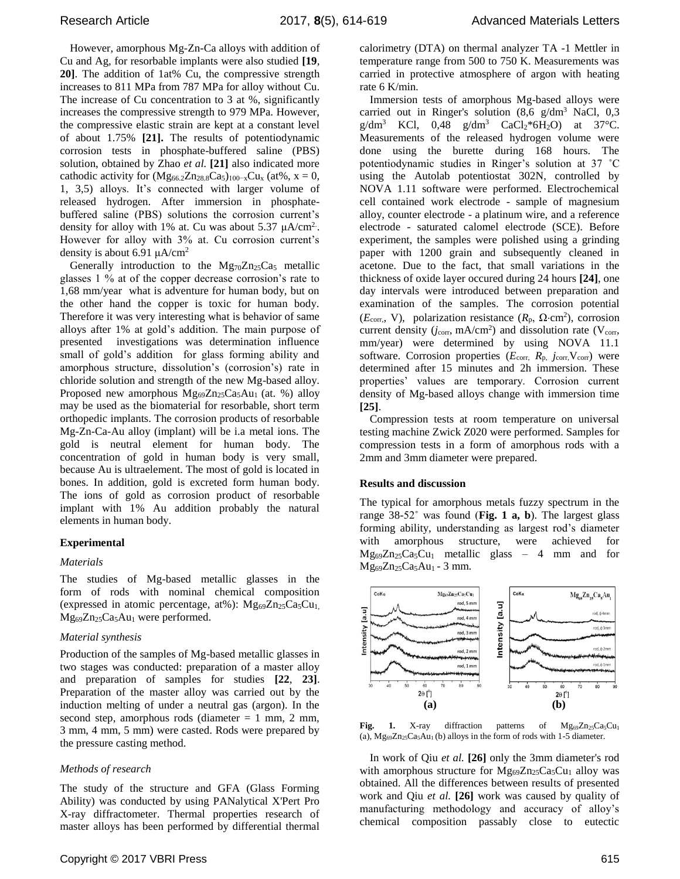However, amorphous Mg-Zn-Ca alloys with addition of Cu and Ag, for resorbable implants were also studied **[19, 20]**. The addition of 1at% Cu, the compressive strength increases to 811 MPa from 787 MPa for alloy without Cu. The increase of Cu concentration to 3 at %, significantly increases the compressive strength to 979 MPa. However, the compressive elastic strain are kept at a constant level of about 1.75% **[21].** The results of potentiodynamic corrosion tests in phosphate-buffered saline (PBS) solution, obtained by Zhao *et al.* **[21]** also indicated more cathodic activity for $(Mg_{66.2}Zn_{28.8}Ca_5)_{100-x}Cu_x$ (at%, x = 0, 1, 3,5) alloys. It's connected with larger volume of released hydrogen. After immersion in phosphate-buffered saline (PBS) solutions the corrosion current's density for alloy with 1% at. Cu was about 5.37 μA/cm$^{2}$. However for alloy with 3% at. Cu corrosion current's density is about 6.91 μA/cm$^2$

Generally introduction to the $Mg_{70}Zn_{25}Ca_5$ metallic glasses 1 % at of the copper decrease corrosion's rate to 1,68 mm/year what is adventure for human body, but on the other hand the copper is toxic for human body. Therefore it was very interesting what is behavior of same alloys after 1% at gold's addition. The main purpose of presented investigations was determination influence small of gold's addition for glass forming ability and amorphous structure, dissolution's (corrosion's) rate in chloride solution and strength of the new Mg-based alloy. Proposed new amorphous $Mg_{69}Zn_{25}Ca_5Au_1$ (at. %) alloy may be used as the biomaterial for resorbable, short term orthopedic implants. The corrosion products of resorbable Mg-Zn-Ca-Au alloy (implant) will be i.a metal ions. The gold is neutral element for human body. The concentration of gold in human body is very small, because Au is ultraelement. The most of gold is located in bones. In addition, gold is excreted form human body. The ions of gold as corrosion product of resorbable implant with 1% Au addition probably the natural elements in human body.

## Experimental

### *Materials*

The studies of Mg-based metallic glasses in the form of rods with nominal chemical composition (expressed in atomic percentage, at%): $Mg_{69}Zn_{25}Ca_5Cu_1$, $Mg_{69}Zn_{25}Ca_5Au_1$ were performed.

### *Material synthesis*

Production of the samples of Mg-based metallic glasses in two stages was conducted: preparation of a master alloy and preparation of samples for studies **[22, 23]**. Preparation of the master alloy was carried out by the induction melting of under a neutral gas (argon). In the second step, amorphous rods (diameter = 1 mm, 2 mm, 3 mm, 4 mm, 5 mm) were casted. Rods were prepared by the pressure casting method.

### *Methods of research*

The study of the structure and GFA (Glass Forming Ability) was conducted by using PANalytical X'Pert Pro X-ray diffractometer. Thermal properties research of master alloys has been performed by differential thermal calorimetry (DTA) on thermal analyzer TA -1 Mettler in temperature range from 500 to 750 K. Measurements was carried in protective atmosphere of argon with heating rate 6 K/min.

Immersion tests of amorphous Mg-based alloys were carried out in Ringer's solution (8,6 g/dm$^3$ NaCl, 0,3 g/dm$^3$ KCl, 0,48 g/dm$^3$ $CaCl_2$*$6H_2O$) at 37°C. Measurements of the released hydrogen volume were done using the burette during 168 hours. The potentiodynamic studies in Ringer's solution at 37 ˚C using the Autolab potentiostat 302N, controlled by NOVA 1.11 software were performed. Electrochemical cell contained work electrode - sample of magnesium alloy, counter electrode - a platinum wire, and a reference electrode - saturated calomel electrode (SCE). Before experiment, the samples were polished using a grinding paper with 1200 grain and subsequently cleaned in acetone. Due to the fact, that small variations in the thickness of oxide layer occured during 24 hours **[24]**, one day intervals were introduced between preparation and examination of the samples. The corrosion potential ($E_{corr}$, V), polarization resistance ($R_p$, Ω·cm$^2$), corrosion current density ($j_{corr}$, mA/cm$^2$) and dissolution rate ($V_{corr}$, mm/year) were determined by using NOVA 11.1 software. Corrosion properties ($E_{corr}$, $R_p$, $j_{corr}$, $V_{corr}$) were determined after 15 minutes and 2h immersion. These properties' values are temporary. Corrosion current density of Mg-based alloys change with immersion time **[25]**.

Compression tests at room temperature on universal testing machine Zwick Z020 were performed. Samples for compression tests in a form of amorphous rods with a 2mm and 3mm diameter were prepared.

## Results and discussion

The typical for amorphous metals fuzzy spectrum in the range 38-52˚ was found (**Fig. 1 a, b**). The largest glass forming ability, understanding as largest rod's diameter with amorphous structure, were achieved for $Mg_{69}Zn_{25}Ca_5Cu_1$ metallic glass – 4 mm and for $Mg_{69}Zn_{25}Ca_5Au_1$ - 3 mm.

**Fig. 1.** X-ray diffraction patterns of $Mg_{69}Zn_{25}Ca_5Cu_1$ (a), $Mg_{69}Zn_{25}Ca_5Au_1$ (b) alloys in the form of rods with 1-5 diameter.

In work of Qiu *et al.* **[26]** only the 3mm diameter's rod with amorphous structure for $Mg_{69}Zn_{25}Ca_5Cu_1$ alloy was obtained. All the differences between results of presented work and Qiu *et al.* **[26]** work was caused by quality of manufacturing methodology and accuracy of alloy's chemical composition passably close to eutectic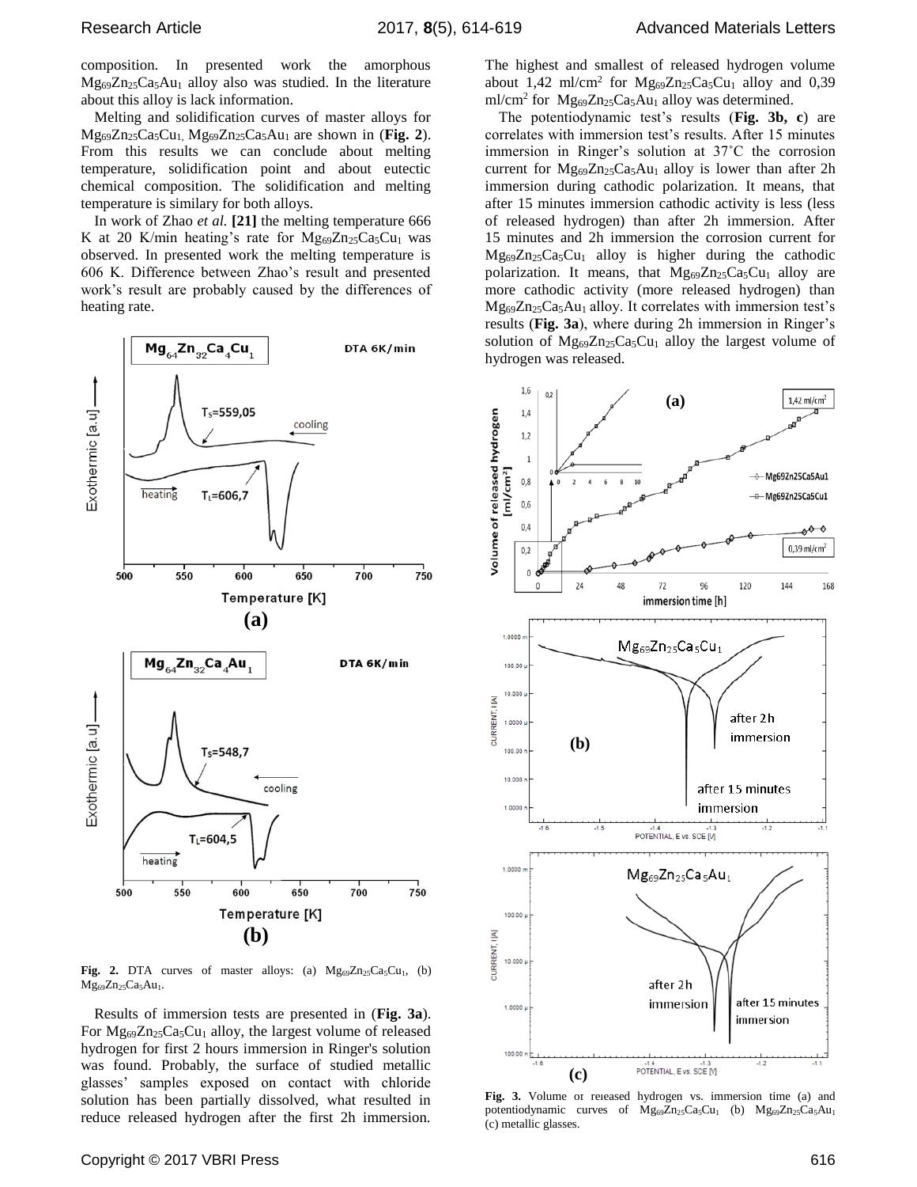composition. In presented work the amorphous $Mg_{69}Zn_{25}Ca_5Au_1$ alloy also was studied. In the literature about this alloy is lack information.

Melting and solidification curves of master alloys for $Mg_{69}Zn_{25}Ca_5Cu_1$, $Mg_{69}Zn_{25}Ca_5Au_1$ are shown in (**Fig. 2**). From this results we can conclude about melting temperature, solidification point and about eutectic chemical composition. The solidification and melting temperature is similar for both alloys.

In work of Zhao *et al.* **[21]** the melting temperature 666 K at 20 K/min heating's rate for $Mg_{69}Zn_{25}Ca_5Cu_1$ was observed. In presented work the melting temperature is 606 K. Difference between Zhao's result and presented work's result are probably caused by the differences of heating rate.

**Fig. 2.** DTA curves of master alloys: (a) $Mg_{69}Zn_{25}Ca_5Cu_1$, (b) $Mg_{69}Zn_{25}Ca_5Au_1$.

Results of immersion tests are presented in (**Fig. 3a**). For $Mg_{69}Zn_{25}Ca_5Cu_1$ alloy, the largest volume of released hydrogen for first 2 hours immersion in Ringer's solution was found. Probably, the surface of studied metallic glasses' samples exposed on contact with chloride solution has been partially dissolved, what resulted in reduce released hydrogen after the first 2h immersion. The highest and smallest of released hydrogen volume about 1,42 ml/cm² for $Mg_{69}Zn_{25}Ca_5Cu_1$ alloy and 0,39 ml/cm² for $Mg_{69}Zn_{25}Ca_5Au_1$ alloy was determined.

The potentiodynamic test's results (**Fig. 3b, c**) are correlates with immersion test's results. After 15 minutes immersion in Ringer's solution at 37˚C the corrosion current for $Mg_{69}Zn_{25}Ca_5Au_1$ alloy is lower than after 2h immersion during cathodic polarization. It means, that after 15 minutes immersion cathodic activity is less (less of released hydrogen) than after 2h immersion. After 15 minutes and 2h immersion the corrosion current for $Mg_{69}Zn_{25}Ca_5Cu_1$ alloy is higher during the cathodic polarization. It means, that $Mg_{69}Zn_{25}Ca_5Cu_1$ alloy are more cathodic activity (more released hydrogen) than $Mg_{69}Zn_{25}Ca_5Au_1$ alloy. It correlates with immersion test's results (**Fig. 3a**), where during 2h immersion in Ringer's solution of $Mg_{69}Zn_{25}Ca_5Cu_1$ alloy the largest volume of hydrogen was released.

**Fig. 3.** Volume of released hydrogen vs. immersion time (a) and potentiodynamic curves of $Mg_{69}Zn_{25}Ca_5Cu_1$ (b) $Mg_{69}Zn_{25}Ca_5Au_1$ (c) metallic glasses.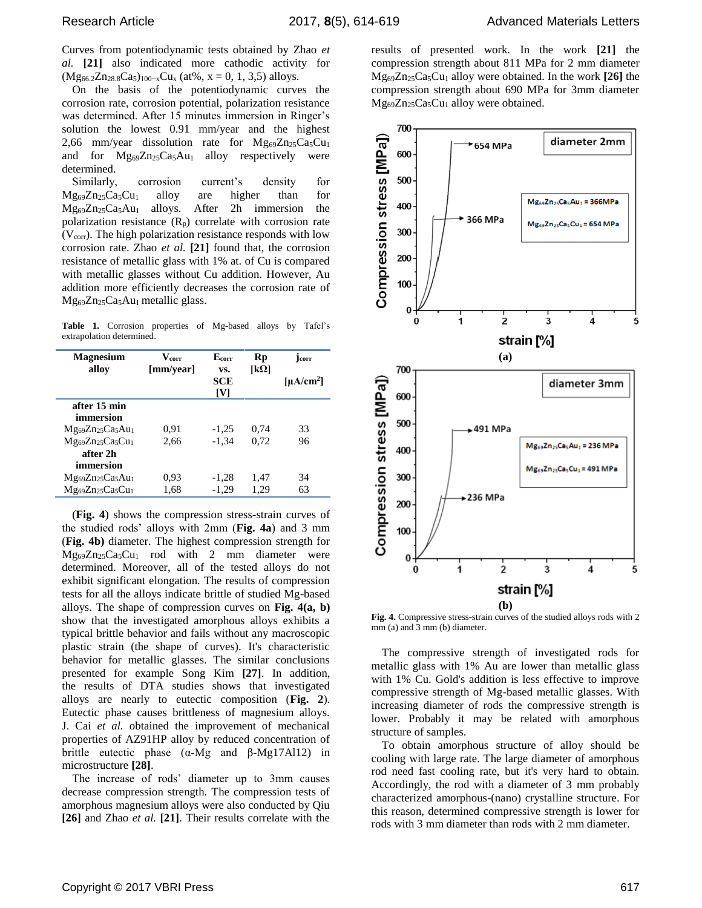Curves from potentiodynamic tests obtained by Zhao *et al.* **[21]** also indicated more cathodic activity for $(Mg_{66.2}Zn_{28.8}Ca_5)_{100-x}Cu_x$ (at%, x = 0, 1, 3,5) alloys.

On the basis of the potentiodynamic curves the corrosion rate, corrosion potential, polarization resistance was determined. After 15 minutes immersion in Ringer's solution the lowest 0.91 mm/year and the highest 2,66 mm/year dissolution rate for $Mg_{69}Zn_{25}Ca_5Cu_1$ and for $Mg_{69}Zn_{25}Ca_5Au_1$ alloy respectively were determined.

Similarly, corrosion current's density for $Mg_{69}Zn_{25}Ca_5Cu_1$ alloy are higher than for $Mg_{69}Zn_{25}Ca_5Au_1$ alloys. After 2h immersion the polarization resistance ($R_p$) correlate with corrosion rate ($V_{corr}$). The high polarization resistance responds with low corrosion rate. Zhao *et al.* **[21]** found that, the corrosion resistance of metallic glass with 1% at. of Cu is compared with metallic glasses without Cu addition. However, Au addition more efficiently decreases the corrosion rate of $Mg_{69}Zn_{25}Ca_5Au_1$ metallic glass.

**Table 1.** Corrosion properties of Mg-based alloys by Tafel's extrapolation determined.

| Magnesium alloy | $V_{corr}$ [mm/year] | $E_{corr}$ vs. SCE [V] | Rp [kΩ] | $j_{corr}$ [μA/cm$^2$] |
|---|---|---|---|---|
| **after 15 min immersion** | | | | |
| $Mg_{69}Zn_{25}Ca_5Au_1$ | 0,91 | -1,25 | 0,74 | 33 |
| $Mg_{69}Zn_{25}Ca_5Cu_1$ | 2,66 | -1,34 | 0,72 | 96 |
| **after 2h immersion** | | | | |
| $Mg_{69}Zn_{25}Ca_5Au_1$ | 0,93 | -1,28 | 1,47 | 34 |
| $Mg_{69}Zn_{25}Ca_5Cu_1$ | 1,68 | -1,29 | 1,29 | 63 |

(**Fig. 4**) shows the compression stress-strain curves of the studied rods' alloys with 2mm (**Fig. 4a**) and 3 mm (**Fig. 4b)** diameter. The highest compression strength for $Mg_{69}Zn_{25}Ca_5Cu_1$ rod with 2 mm diameter were determined. Moreover, all of the tested alloys do not exhibit significant elongation. The results of compression tests for all the alloys indicate brittle of studied Mg-based alloys. The shape of compression curves on **Fig. 4(a, b)** show that the investigated amorphous alloys exhibits a typical brittle behavior and fails without any macroscopic plastic strain (the shape of curves). It's characteristic behavior for metallic glasses. The similar conclusions presented for example Song Kim **[27]**. In addition, the results of DTA studies shows that investigated alloys are nearly to eutectic composition (**Fig. 2**). Eutectic phase causes brittleness of magnesium alloys. J. Cai *et al.* obtained the improvement of mechanical properties of AZ91HP alloy by reduced concentration of brittle eutectic phase (α-Mg and β-Mg17Al12) in microstructure **[28]**.

The increase of rods' diameter up to 3mm causes decrease compression strength. The compression tests of amorphous magnesium alloys were also conducted by Qiu **[26]** and Zhao *et al.* **[21]**. Their results correlate with the results of presented work. In the work **[21]** the compression strength about 811 MPa for 2 mm diameter $Mg_{69}Zn_{25}Ca_5Cu_1$ alloy were obtained. In the work **[26]** the compression strength about 690 MPa for 3mm diameter $Mg_{69}Zn_{25}Ca_5Cu_1$ alloy were obtained.

**Fig. 4.** Compressive stress-strain curves of the studied alloys rods with 2 mm (a) and 3 mm (b) diameter.

The compressive strength of investigated rods for metallic glass with 1% Au are lower than metallic glass with 1% Cu. Gold's addition is less effective to improve compressive strength of Mg-based metallic glasses. With increasing diameter of rods the compressive strength is lower. Probably it may be related with amorphous structure of samples.

To obtain amorphous structure of alloy should be cooling with large rate. The large diameter of amorphous rod need fast cooling rate, but it's very hard to obtain. Accordingly, the rod with a diameter of 3 mm probably characterized amorphous-(nano) crystalline structure. For this reason, determined compressive strength is lower for rods with 3 mm diameter than rods with 2 mm diameter.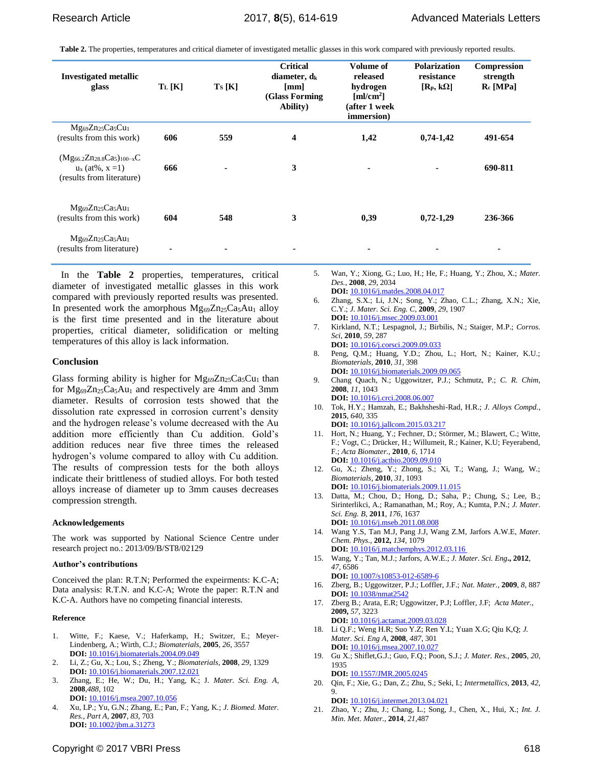**Table 2.** The properties, temperatures and critical diameter of investigated metallic glasses in this work compared with previously reported results.

| Investigated metallic glass | $T_L$ [K] | $T_S$ [K] | Critical diameter, $d_k$ [mm] (Glass Forming Ability) | Volume of released hydrogen [ml/cm$^2$] (after 1 week immersion) | Polarization resistance [$R_p$, kΩ] | Compression strength $R_c$ [MPa] |
|---|---|---|---|---|---|---|
| $Mg_{69}Zn_{25}Ca_5Cu_1$ (results from this work) | **606** | **559** | **4** | **1,42** | **0,74-1,42** | **491-654** |
| $(Mg_{66.2}Zn_{28.8}Ca_5)_{100-x}Cu_x$ (at%, x =1) (results from literature) | **666** | **-** | **3** | **-** | **-** | **690-811** |
| $Mg_{69}Zn_{25}Ca_5Au_1$ (results from this work) | **604** | **548** | **3** | **0,39** | **0,72-1,29** | **236-366** |
| $Mg_{69}Zn_{25}Ca_5Au_1$ (results from literature) | - | - | - | - | - | - |

In the **Table 2** properties, temperatures, critical diameter of investigated metallic glasses in this work compared with previously reported results was presented. In presented work the amorphous $Mg_{69}Zn_{25}Ca_5Au_1$ alloy is the first time presented and in the literature about properties, critical diameter, solidification or melting temperatures of this alloy is lack information.

## Conclusion

Glass forming ability is higher for $Mg_{69}Zn_{25}Ca_5Cu_1$ than for $Mg_{69}Zn_{25}Ca_5Au_1$ and respectively are 4mm and 3mm diameter. Results of corrosion tests showed that the dissolution rate expressed in corrosion current's density and the hydrogen release's volume decreased with the Au addition more efficiently than Cu addition. Gold's addition reduces near five three times the released hydrogen's volume compared to alloy with Cu addition. The results of compression tests for the both alloys indicate their brittleness of studied alloys. For both tested alloys increase of diameter up to 3mm causes decreases compression strength.

### Acknowledgements

The work was supported by National Science Centre under research project no.: 2013/09/B/ST8/02129

### Author's contributions

Conceived the plan: R.T.N; Performed the expeirments: K.C-A; Data analysis: R.T.N. and K.C-A; Wrote the paper: R.T.N and K.C-A. Authors have no competing financial interests.

### Reference

1. Witte, F.; Kaese, V.; Haferkamp, H.; Switzer, E.; Meyer-Lindenberg, A.; Wirth, C.J.; *Biomaterials*, **2005**, *26*, 3557
   **DOI:** 10.1016/j.biomaterials.2004.09.049
2. Li, Z.; Gu, X.; Lou, S.; Zheng, Y.; *Biomaterials*, **2008**, *29*, 1329
   **DOI:** 10.1016/j.biomaterials.2007.12.021
3. Zhang, E.; He, W.; Du, H.; Yang, K.; J. *Mater. Sci. Eng. A*, **2008**,*488*, 102
   **DOI:** 10.1016/j.msea.2007.10.056
4. Xu, LP.; Yu, G.N.; Zhang, E.; Pan, F.; Yang, K.; *J. Biomed. Mater. Res., Part A*, **2007**, *83*, 703
   **DOI:** 10.1002/jbm.a.31273
5. Wan, Y.; Xiong, G.; Luo, H.; He, F.; Huang, Y.; Zhou, X.; *Mater. Des.*, **2008**, *29*, 2034
   **DOI:** 10.1016/j.matdes.2008.04.017
6. Zhang, S.X.; Li, J.N.; Song, Y.; Zhao, C.L.; Zhang, X.N.; Xie, C.Y.; *J. Mater. Sci. Eng. C*, **2009**, *29*, 1907
   **DOI:** 10.1016/j.msec.2009.03.001
7. Kirkland, N.T.; Lespagnol, J.; Birbilis, N.; Staiger, M.P.; *Corros. Sci*, **2010**, *59*, 287
   **DOI:** 10.1016/j.corsci.2009.09.033
8. Peng, Q.M.; Huang, Y.D.; Zhou, L.; Hort, N.; Kainer, K.U.; *Biomaterials*, **2010**, *31*, 398
   **DOI:** 10.1016/j.biomaterials.2009.09.065
9. Chang Quach, N.; Uggowitzer, P.J.; Schmutz, P.; *C. R. Chim*, **2008**, *11*, 1043
   **DOI:** 10.1016/j.crci.2008.06.007
10. Tok, H.Y.; Hamzah, E.; Bakhsheshi-Rad, H.R.; *J. Alloys Compd.*, **2015**, *640*, 335
    **DOI:** 10.1016/j.jallcom.2015.03.217
11. Hort, N.; Huang, Y.; Fechner, D.; Störmer, M.; Blawert, C.; Witte, F.; Vogt, C.; Drücker, H.; Willumeit, R.; Kainer, K.U; Feyerabend, F.; *Acta Biomater.*, **2010**, *6*, 1714
    **DOI:** 10.1016/j.actbio.2009.09.010
12. Gu, X.; Zheng, Y.; Zhong, S.; Xi, T.; Wang, J.; Wang, W.; *Biomaterials*, **2010**, *31*, 1093
    **DOI:** 10.1016/j.biomaterials.2009.11.015
13. Datta, M.; Chou, D.; Hong, D.; Saha, P.; Chung, S.; Lee, B.; Sirinterlikci, A.; Ramanathan, M.; Roy, A.; Kumta, P.N.; *J. Mater. Sci. Eng. B*, **2011**, *176*, 1637
    **DOI:** 10.1016/j.mseb.2011.08.008
14. Wang Y.S, Tan M.J, Pang J.J, Wang Z.M, Jarfors A.W.E, *Mater. Chem. Phys.*, **2012,** *134*, 1079
    **DOI:** 10.1016/j.matchemphys.2012.03.116
15. Wang, Y.; Tan, M.J.; Jarfors, A.W.E.; *J. Mater. Sci. Eng*.**,** **2012**, *47*, 6586
    **DOI:** 10.1007/s10853-012-6589-6
16. Zberg, B.; Uggowitzer, P.J.; Loffler, J.F.; *Nat. Mater.*, **2009**, *8*, 887
    **DOI:** 10.1038/nmat2542
17. Zberg B.; Arata, E.R; Uggowitzer, P.J; Loffler, J.F; *Acta Mater.*, **2009,** *57*, 3223
    **DOI:** 10.1016/j.actamat.2009.03.028
18. Li Q.F.; Weng H.R; Suo Y.Z; Ren Y.L; Yuan X.G; Qiu K,Q; *J. Mater. Sci. Eng A*, **2008**, *487*, 301
    **DOI:** 10.1016/j.msea.2007.10.027
19. Gu X.; Shiflet,G.J.; Guo, F.Q.; Poon, S.J.; *J. Mater. Res.*, **2005**, *20*, 1935
    **DOI:** 10.1557/JMR.2005.0245
20. Qin, F.; Xie, G.; Dan, Z.; Zhu, S.; Seki, I.; *Intermetallics*, **2013**, *42*, 9.
    **DOI:** 10.1016/j.intermet.2013.04.021
21. Zhao, Y.; Zhu, J.; Chang, L.; Song, J., Chen, X., Hui, X.; *Int. J. Min. Met. Mater.*, **2014**, *21*,487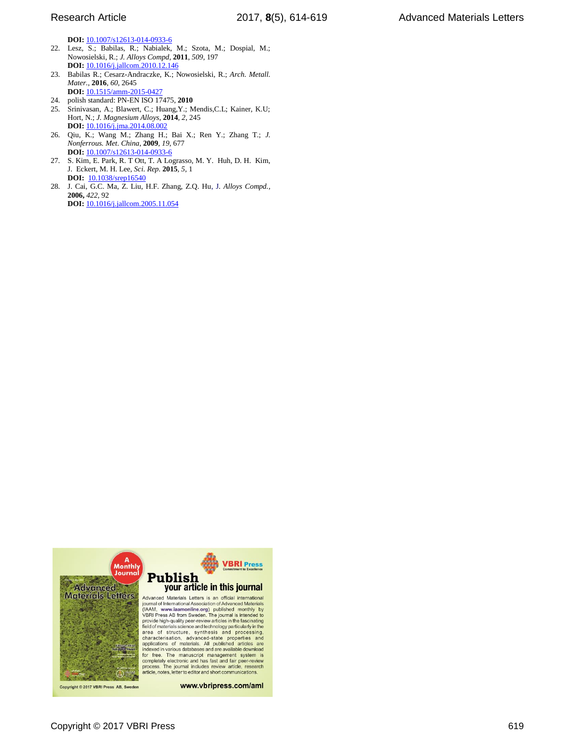DOI: 10.1007/s12613-014-0933-6

22. Lesz, S.; Babilas, R.; Nabialek, M.; Szota, M.; Dospial, M.; Nowosielski, R.; *J. Alloys Compd*, **2011**, *509*, 197
    **DOI:** 10.1016/j.jallcom.2010.12.146
23. Babilas R.; Cesarz-Andraczke, K.; Nowosielski, R.; *Arch. Metall. Mater.*, **2016**, *60*, 2645
    **DOI:** 10.1515/amm-2015-0427
24. polish standard: PN-EN ISO 17475, **2010**
25. Srinivasan, A.; Blawert, C.; Huang,Y.; Mendis,C.L; Kainer, K.U; Hort, N.; *J. Magnesium Alloys*, **2014**, *2*, 245
    **DOI:** 10.1016/j.jma.2014.08.002
26. Qiu, K.; Wang M.; Zhang H.; Bai X.; Ren Y.; Zhang T.; *J. Nonferrous. Met. China*, **2009**, *19*, 677
    **DOI:** 10.1007/s12613-014-0933-6
27. S. Kim, E. Park, R. T Ott, T. A Lograsso, M. Y. Huh, D. H. Kim, J. Eckert, M. H. Lee, *Sci. Rep.* **2015**, *5*, 1
    **DOI:** 10.1038/srep16540
28. J. Cai, G.C. Ma, Z. Liu, H.F. Zhang, Z.Q. Hu, *J. Alloys Compd.*, **2006,** *422*, 92
    **DOI:** 10.1016/j.jallcom.2005.11.054

A Monthly Journal

VBRI Press
Commitment to Excellence

Advanced Materials Letters

**Publish**
**your article in this journal**

Advanced Materials Letters is an official international journal of International Association of Advanced Materials (IAAM, www.iaamonline.org) published monthly by VBRI Press AB from Sweden. The journal is intended to provide high-quality peer-review articles in the fascinating field of materials science and technology particularly in the area of structure, synthesis and processing, characterisation, advanced-state properties and applications of materials. All published articles are indexed in various databases and are available download for free. The manuscript management system is completely electronic and has fast and fair peer-review process. The journal includes review article, research article, notes, letter to editor and short communications.

Copyright © 2017 VBRI Press AB, Sweden

www.vbripress.com/aml